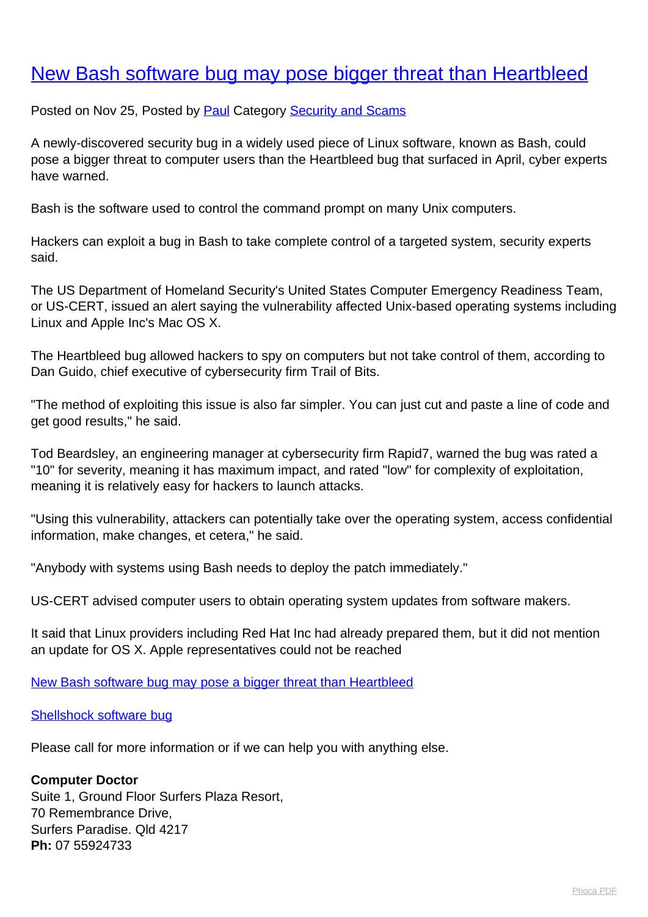# [New Bash software bug may pose bigger threat than Heartbleed]

Posted on Nov 25, Posted by [Paul] Category [Security and Scams]

A newly-discovered security bug in a widely used piece of Linux software, known as Bash, could pose a bigger threat to computer users than the Heartbleed bug that surfaced in April, cyber experts have warned.

Bash is the software used to control the command prompt on many Unix computers.

Hackers can exploit a bug in Bash to take complete control of a targeted system, security experts said.

The US Department of Homeland Security's United States Computer Emergency Readiness Team, or US-CERT, issued an alert saying the vulnerability affected Unix-based operating systems including Linux and Apple Inc's Mac OS X.

The Heartbleed bug allowed hackers to spy on computers but not take control of them, according to Dan Guido, chief executive of cybersecurity firm Trail of Bits.

"The method of exploiting this issue is also far simpler. You can just cut and paste a line of code and get good results," he said.

Tod Beardsley, an engineering manager at cybersecurity firm Rapid7, warned the bug was rated a "10" for severity, meaning it has maximum impact, and rated "low" for complexity of exploitation, meaning it is relatively easy for hackers to launch attacks.

"Using this vulnerability, attackers can potentially take over the operating system, access confidential information, make changes, et cetera," he said.

"Anybody with systems using Bash needs to deploy the patch immediately."

US-CERT advised computer users to obtain operating system updates from software makers.

It said that Linux providers including Red Hat Inc had already prepared them, but it did not mention an update for OS X. Apple representatives could not be reached

[New Bash software bug may pose a bigger threat than Heartbleed]

[Shellshock software bug]

Please call for more information or if we can help you with anything else.

**Computer Doctor**
Suite 1, Ground Floor Surfers Plaza Resort,
70 Remembrance Drive,
Surfers Paradise. Qld 4217
**Ph:** 07 55924733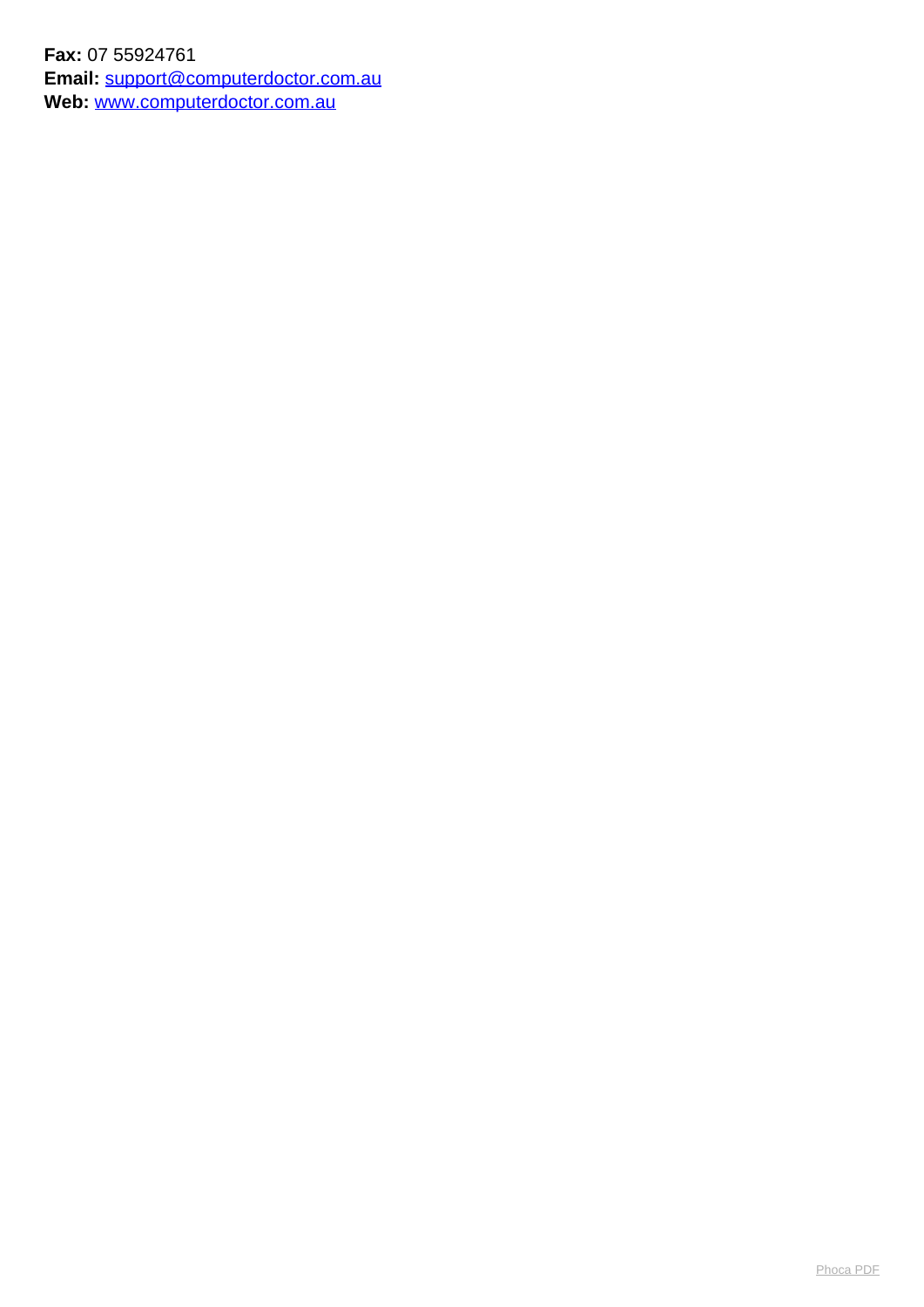**Fax:** 07 55924761
**Email:** support@computerdoctor.com.au
**Web:** www.computerdoctor.com.au